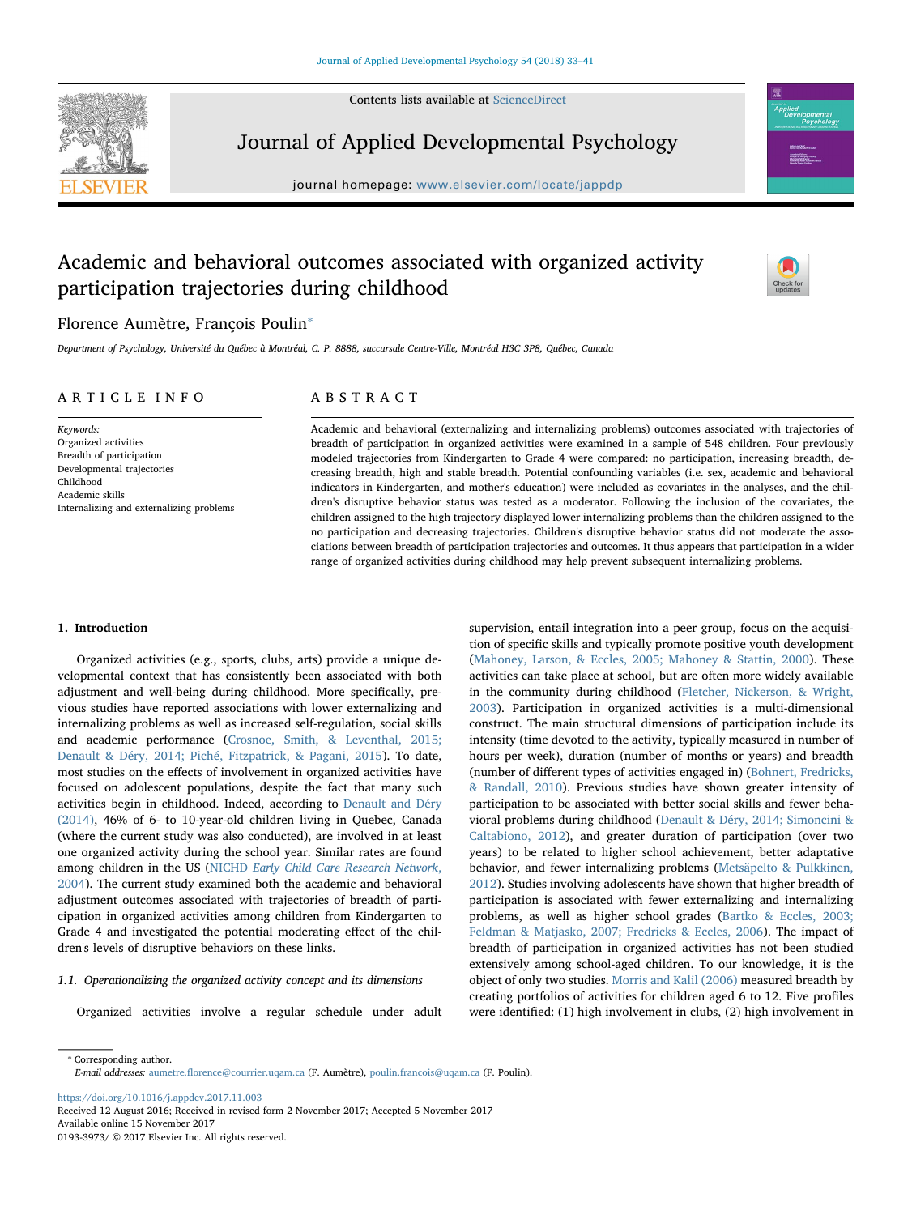# Academic and behavioral outcomes associated with organized activity participation trajectories during childhood

Florence Aumètre, François Poulin*

*Department of Psychology, Université du Québec à Montréal, C. P. 8888, succursale Centre-Ville, Montréal H3C 3P8, Québec, Canada*

## ARTICLE INFO

*Keywords:*
Organized activities
Breadth of participation
Developmental trajectories
Childhood
Academic skills
Internalizing and externalizing problems

## ABSTRACT

Academic and behavioral (externalizing and internalizing problems) outcomes associated with trajectories of breadth of participation in organized activities were examined in a sample of 548 children. Four previously modeled trajectories from Kindergarten to Grade 4 were compared: no participation, increasing breadth, decreasing breadth, high and stable breadth. Potential confounding variables (i.e. sex, academic and behavioral indicators in Kindergarten, and mother's education) were included as covariates in the analyses, and the children's disruptive behavior status was tested as a moderator. Following the inclusion of the covariates, the children assigned to the high trajectory displayed lower internalizing problems than the children assigned to the no participation and decreasing trajectories. Children's disruptive behavior status did not moderate the associations between breadth of participation trajectories and outcomes. It thus appears that participation in a wider range of organized activities during childhood may help prevent subsequent internalizing problems.

## 1. Introduction

Organized activities (e.g., sports, clubs, arts) provide a unique developmental context that has consistently been associated with both adjustment and well-being during childhood. More specifically, previous studies have reported associations with lower externalizing and internalizing problems as well as increased self-regulation, social skills and academic performance (Crosnoe, Smith, & Leventhal, 2015; Denault & Déry, 2014; Piché, Fitzpatrick, & Pagani, 2015). To date, most studies on the effects of involvement in organized activities have focused on adolescent populations, despite the fact that many such activities begin in childhood. Indeed, according to Denault and Déry (2014), 46% of 6- to 10-year-old children living in Quebec, Canada (where the current study was also conducted), are involved in at least one organized activity during the school year. Similar rates are found among children in the US (NICHD *Early Child Care Research Network*, 2004). The current study examined both the academic and behavioral adjustment outcomes associated with trajectories of breadth of participation in organized activities among children from Kindergarten to Grade 4 and investigated the potential moderating effect of the children's levels of disruptive behaviors on these links.

### 1.1. Operationalizing the organized activity concept and its dimensions

Organized activities involve a regular schedule under adult supervision, entail integration into a peer group, focus on the acquisition of specific skills and typically promote positive youth development (Mahoney, Larson, & Eccles, 2005; Mahoney & Stattin, 2000). These activities can take place at school, but are often more widely available in the community during childhood (Fletcher, Nickerson, & Wright, 2003). Participation in organized activities is a multi-dimensional construct. The main structural dimensions of participation include its intensity (time devoted to the activity, typically measured in number of hours per week), duration (number of months or years) and breadth (number of different types of activities engaged in) (Bohnert, Fredricks, & Randall, 2010). Previous studies have shown greater intensity of participation to be associated with better social skills and fewer behavioral problems during childhood (Denault & Déry, 2014; Simoncini & Caltabiono, 2012), and greater duration of participation (over two years) to be related to higher school achievement, better adaptative behavior, and fewer internalizing problems (Metsäpelto & Pulkkinen, 2012). Studies involving adolescents have shown that higher breadth of participation is associated with fewer externalizing and internalizing problems, as well as higher school grades (Bartko & Eccles, 2003; Feldman & Matjasko, 2007; Fredricks & Eccles, 2006). The impact of breadth of participation in organized activities has not been studied extensively among school-aged children. To our knowledge, it is the object of only two studies. Morris and Kalil (2006) measured breadth by creating portfolios of activities for children aged 6 to 12. Five profiles were identified: (1) high involvement in clubs, (2) high involvement in

---

* Corresponding author.
*E-mail addresses:* aumetre.florence@courrier.uqam.ca (F. Aumètre), poulin.francois@uqam.ca (F. Poulin).

https://doi.org/10.1016/j.appdev.2017.11.003
Received 12 August 2016; Received in revised form 2 November 2017; Accepted 5 November 2017
Available online 15 November 2017
0193-3973/ © 2017 Elsevier Inc. All rights reserved.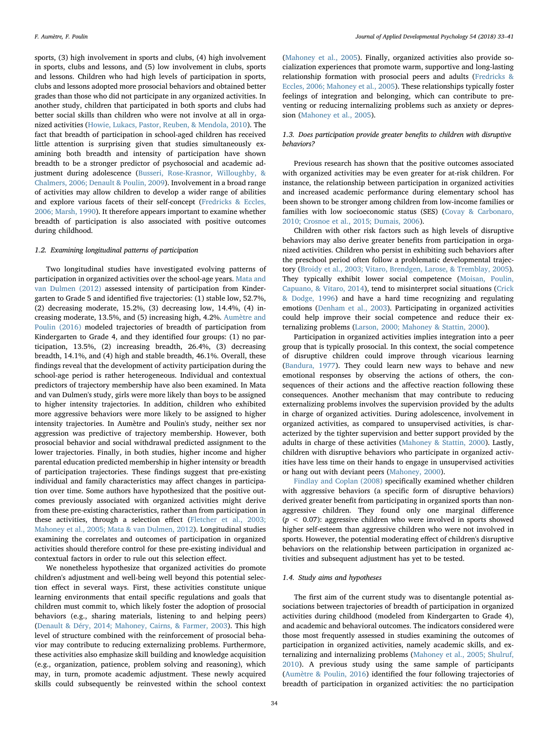sports, (3) high involvement in sports and clubs, (4) high involvement in sports, clubs and lessons, and (5) low involvement in clubs, sports and lessons. Children who had high levels of participation in sports, clubs and lessons adopted more prosocial behaviors and obtained better grades than those who did not participate in any organized activities. In another study, children that participated in both sports and clubs had better social skills than children who were not involve at all in organized activities (Howie, Lukacs, Pastor, Reuben, & Mendola, 2010). The fact that breadth of participation in school-aged children has received little attention is surprising given that studies simultaneously examining both breadth and intensity of participation have shown breadth to be a stronger predictor of psychosocial and academic adjustment during adolescence (Busseri, Rose-Krasnor, Willoughby, & Chalmers, 2006; Denault & Poulin, 2009). Involvement in a broad range of activities may allow children to develop a wider range of abilities and explore various facets of their self-concept (Fredricks & Eccles, 2006; Marsh, 1990). It therefore appears important to examine whether breadth of participation is also associated with positive outcomes during childhood.

### 1.2. Examining longitudinal patterns of participation

Two longitudinal studies have investigated evolving patterns of participation in organized activities over the school-age years. Mata and van Dulmen (2012) assessed intensity of participation from Kindergarten to Grade 5 and identified five trajectories: (1) stable low, 52.7%, (2) decreasing moderate, 15.2%, (3) decreasing low, 14.4%, (4) increasing moderate, 13.5%, and (5) increasing high, 4.2%. Aumètre and Poulin (2016) modeled trajectories of breadth of participation from Kindergarten to Grade 4, and they identified four groups: (1) no participation, 13.5%, (2) increasing breadth, 26.4%, (3) decreasing breadth, 14.1%, and (4) high and stable breadth, 46.1%. Overall, these findings reveal that the development of activity participation during the school-age period is rather heterogeneous. Individual and contextual predictors of trajectory membership have also been examined. In Mata and van Dulmen's study, girls were more likely than boys to be assigned to higher intensity trajectories. In addition, children who exhibited more aggressive behaviors were more likely to be assigned to higher intensity trajectories. In Aumètre and Poulin's study, neither sex nor aggression was predictive of trajectory membership. However, both prosocial behavior and social withdrawal predicted assignment to the lower trajectories. Finally, in both studies, higher income and higher parental education predicted membership in higher intensity or breadth of participation trajectories. These findings suggest that pre-existing individual and family characteristics may affect changes in participation over time. Some authors have hypothesized that the positive outcomes previously associated with organized activities might derive from these pre-existing characteristics, rather than from participation in these activities, through a selection effect (Fletcher et al., 2003; Mahoney et al., 2005; Mata & van Dulmen, 2012). Longitudinal studies examining the correlates and outcomes of participation in organized activities should therefore control for these pre-existing individual and contextual factors in order to rule out this selection effect.

We nonetheless hypothesize that organized activities do promote children's adjustment and well-being well beyond this potential selection effect in several ways. First, these activities constitute unique learning environments that entail specific regulations and goals that children must commit to, which likely foster the adoption of prosocial behaviors (e.g., sharing materials, listening to and helping peers) (Denault & Déry, 2014; Mahoney, Cairns, & Farmer, 2003). This high level of structure combined with the reinforcement of prosocial behavior may contribute to reducing externalizing problems. Furthermore, these activities also emphasize skill building and knowledge acquisition (e.g., organization, patience, problem solving and reasoning), which may, in turn, promote academic adjustment. These newly acquired skills could subsequently be reinvested within the school context (Mahoney et al., 2005). Finally, organized activities also provide socialization experiences that promote warm, supportive and long-lasting relationship formation with prosocial peers and adults (Fredricks & Eccles, 2006; Mahoney et al., 2005). These relationships typically foster feelings of integration and belonging, which can contribute to preventing or reducing internalizing problems such as anxiety or depression (Mahoney et al., 2005).

### 1.3. Does participation provide greater benefits to children with disruptive behaviors?

Previous research has shown that the positive outcomes associated with organized activities may be even greater for at-risk children. For instance, the relationship between participation in organized activities and increased academic performance during elementary school has been shown to be stronger among children from low-income families or families with low socioeconomic status (SES) (Covay & Carbonaro, 2010; Crosnoe et al., 2015; Dumais, 2006).

Children with other risk factors such as high levels of disruptive behaviors may also derive greater benefits from participation in organized activities. Children who persist in exhibiting such behaviors after the preschool period often follow a problematic developmental trajectory (Broidy et al., 2003; Vitaro, Brendgen, Larose, & Tremblay, 2005). They typically exhibit lower social competence (Moisan, Poulin, Capuano, & Vitaro, 2014), tend to misinterpret social situations (Crick & Dodge, 1996) and have a hard time recognizing and regulating emotions (Denham et al., 2003). Participating in organized activities could help improve their social competence and reduce their externalizing problems (Larson, 2000; Mahoney & Stattin, 2000).

Participation in organized activities implies integration into a peer group that is typically prosocial. In this context, the social competence of disruptive children could improve through vicarious learning (Bandura, 1977). They could learn new ways to behave and new emotional responses by observing the actions of others, the consequences of their actions and the affective reaction following these consequences. Another mechanism that may contribute to reducing externalizing problems involves the supervision provided by the adults in charge of organized activities. During adolescence, involvement in organized activities, as compared to unsupervised activities, is characterized by the tighter supervision and better support provided by the adults in charge of these activities (Mahoney & Stattin, 2000). Lastly, children with disruptive behaviors who participate in organized activities have less time on their hands to engage in unsupervised activities or hang out with deviant peers (Mahoney, 2000).

Findlay and Coplan (2008) specifically examined whether children with aggressive behaviors (a specific form of disruptive behaviors) derived greater benefit from participating in organized sports than non-aggressive children. They found only one marginal difference ($p < 0.07$): aggressive children who were involved in sports showed higher self-esteem than aggressive children who were not involved in sports. However, the potential moderating effect of children's disruptive behaviors on the relationship between participation in organized activities and subsequent adjustment has yet to be tested.

### 1.4. Study aims and hypotheses

The first aim of the current study was to disentangle potential associations between trajectories of breadth of participation in organized activities during childhood (modeled from Kindergarten to Grade 4), and academic and behavioral outcomes. The indicators considered were those most frequently assessed in studies examining the outcomes of participation in organized activities, namely academic skills, and externalizing and internalizing problems (Mahoney et al., 2005; Shulruf, 2010). A previous study using the same sample of participants (Aumètre & Poulin, 2016) identified the four following trajectories of breadth of participation in organized activities: the no participation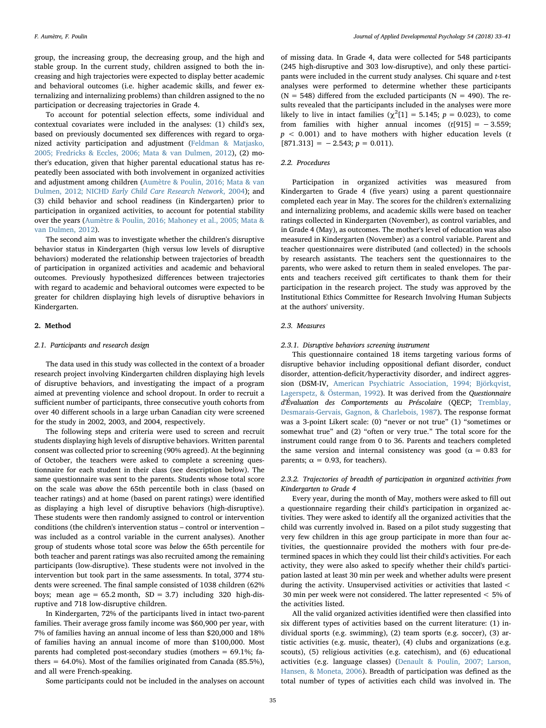group, the increasing group, the decreasing group, and the high and stable group. In the current study, children assigned to both the increasing and high trajectories were expected to display better academic and behavioral outcomes (i.e. higher academic skills, and fewer externalizing and internalizing problems) than children assigned to the no participation or decreasing trajectories in Grade 4.

To account for potential selection effects, some individual and contextual covariates were included in the analyses: (1) child's sex, based on previously documented sex differences with regard to organized activity participation and adjustment (Feldman & Matjasko, 2005; Fredricks & Eccles, 2006; Mata & van Dulmen, 2012), (2) mother's education, given that higher parental educational status has repeatedly been associated with both involvement in organized activities and adjustment among children (Aumètre & Poulin, 2016; Mata & van Dulmen, 2012; NICHD *Early Child Care Research Network*, 2004); and (3) child behavior and school readiness (in Kindergarten) prior to participation in organized activities, to account for potential stability over the years (Aumètre & Poulin, 2016; Mahoney et al., 2005; Mata & van Dulmen, 2012).

The second aim was to investigate whether the children's disruptive behavior status in Kindergarten (high versus low levels of disruptive behaviors) moderated the relationship between trajectories of breadth of participation in organized activities and academic and behavioral outcomes. Previously hypothesized differences between trajectories with regard to academic and behavioral outcomes were expected to be greater for children displaying high levels of disruptive behaviors in Kindergarten.

## 2. Method

### 2.1. Participants and research design

The data used in this study was collected in the context of a broader research project involving Kindergarten children displaying high levels of disruptive behaviors, and investigating the impact of a program aimed at preventing violence and school dropout. In order to recruit a sufficient number of participants, three consecutive youth cohorts from over 40 different schools in a large urban Canadian city were screened for the study in 2002, 2003, and 2004, respectively.

The following steps and criteria were used to screen and recruit students displaying high levels of disruptive behaviors. Written parental consent was collected prior to screening (90% agreed). At the beginning of October, the teachers were asked to complete a screening questionnaire for each student in their class (see description below). The same questionnaire was sent to the parents. Students whose total score on the scale was *above* the 65th percentile both in class (based on teacher ratings) and at home (based on parent ratings) were identified as displaying a high level of disruptive behaviors (high-disruptive). These students were then randomly assigned to control or intervention conditions (the children's intervention status – control or intervention – was included as a control variable in the current analyses). Another group of students whose total score was *below* the 65th percentile for both teacher and parent ratings was also recruited among the remaining participants (low-disruptive). These students were not involved in the intervention but took part in the same assessments. In total, 3774 students were screened. The final sample consisted of 1038 children (62% boys; mean age = 65.2 month, SD = 3.7) including 320 high-disruptive and 718 low-disruptive children.

In Kindergarten, 72% of the participants lived in intact two-parent families. Their average gross family income was $60,900 per year, with 7% of families having an annual income of less than $20,000 and 18% of families having an annual income of more than $100,000. Most parents had completed post-secondary studies (mothers = 69.1%; fathers = 64.0%). Most of the families originated from Canada (85.5%), and all were French-speaking.

Some participants could not be included in the analyses on account of missing data. In Grade 4, data were collected for 548 participants (245 high-disruptive and 303 low-disruptive), and only these participants were included in the current study analyses. Chi square and *t*-test analyses were performed to determine whether these participants (N = 548) differed from the excluded participants (N = 490). The results revealed that the participants included in the analyses were more likely to live in intact families ($\chi^2[1] = 5.145$; $p = 0.023$), to come from families with higher annual incomes ($t[915] = -3.559$; $p < 0.001$) and to have mothers with higher education levels ($t[871.313] = -2.543$; $p = 0.011$).

### 2.2. Procedures

Participation in organized activities was measured from Kindergarten to Grade 4 (five years) using a parent questionnaire completed each year in May. The scores for the children's externalizing and internalizing problems, and academic skills were based on teacher ratings collected in Kindergarten (November), as control variables, and in Grade 4 (May), as outcomes. The mother's level of education was also measured in Kindergarten (November) as a control variable. Parent and teacher questionnaires were distributed (and collected) in the schools by research assistants. The teachers sent the questionnaires to the parents, who were asked to return them in sealed envelopes. The parents and teachers received gift certificates to thank them for their participation in the research project. The study was approved by the Institutional Ethics Committee for Research Involving Human Subjects at the authors' university.

### 2.3. Measures

#### 2.3.1. Disruptive behaviors screening instrument

This questionnaire contained 18 items targeting various forms of disruptive behavior including oppositional defiant disorder, conduct disorder, attention-deficit/hyperactivity disorder, and indirect aggression (DSM-IV, American Psychiatric Association, 1994; Björkqvist, Lagerspetz, & Österman, 1992). It was derived from the *Questionnaire d'Évaluation des Comportements au Préscolaire* (QECP; Tremblay, Desmarais-Gervais, Gagnon, & Charlebois, 1987). The response format was a 3-point Likert scale: (0) "never or not true" (1) "sometimes or somewhat true" and (2) "often or very true." The total score for the instrument could range from 0 to 36. Parents and teachers completed the same version and internal consistency was good ($\alpha = 0.83$ for parents; $\alpha = 0.93$, for teachers).

#### 2.3.2. Trajectories of breadth of participation in organized activities from Kindergarten to Grade 4

Every year, during the month of May, mothers were asked to fill out a questionnaire regarding their child's participation in organized activities. They were asked to identify all the organized activities that the child was currently involved in. Based on a pilot study suggesting that very few children in this age group participate in more than four activities, the questionnaire provided the mothers with four pre-determined spaces in which they could list their child's activities. For each activity, they were also asked to specify whether their child's participation lasted at least 30 min per week and whether adults were present during the activity. Unsupervised activities or activities that lasted < 30 min per week were not considered. The latter represented < 5% of the activities listed.

All the valid organized activities identified were then classified into six different types of activities based on the current literature: (1) individual sports (e.g. swimming), (2) team sports (e.g. soccer), (3) artistic activities (e.g. music, theater), (4) clubs and organizations (e.g. scouts), (5) religious activities (e.g. catechism), and (6) educational activities (e.g. language classes) (Denault & Poulin, 2007; Larson, Hansen, & Moneta, 2006). Breadth of participation was defined as the total number of types of activities each child was involved in. The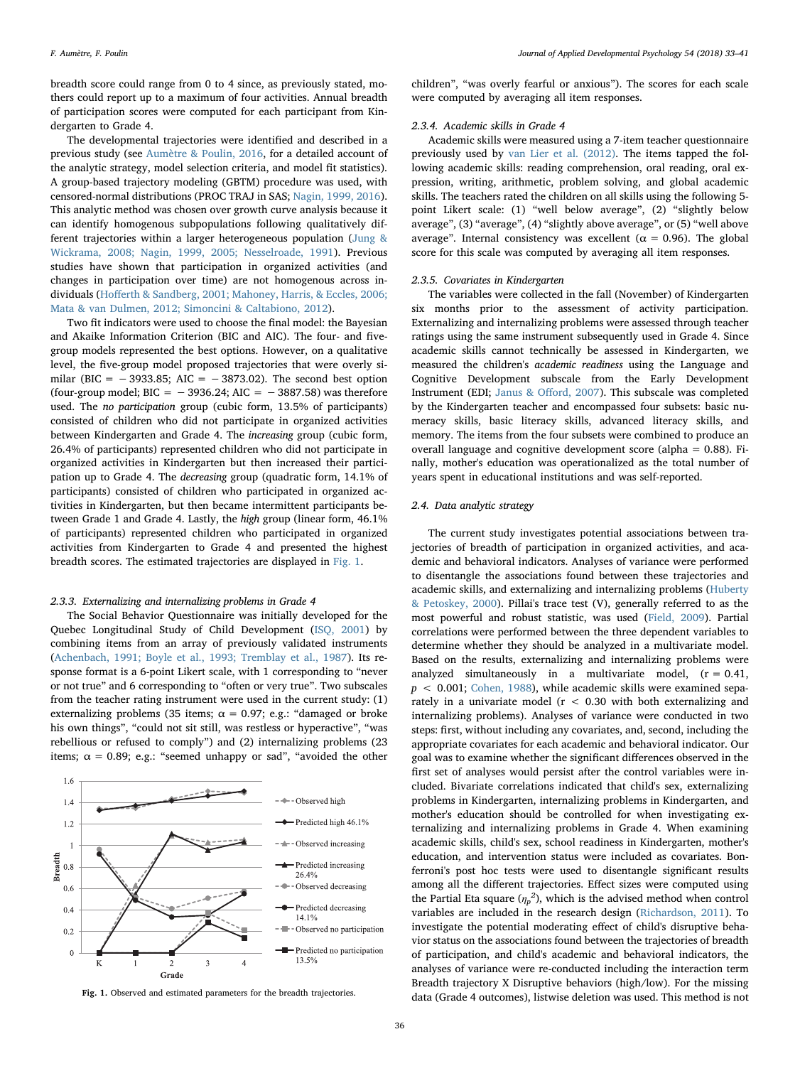breadth score could range from 0 to 4 since, as previously stated, mothers could report up to a maximum of four activities. Annual breadth of participation scores were computed for each participant from Kindergarten to Grade 4.

The developmental trajectories were identified and described in a previous study (see Aumètre & Poulin, 2016, for a detailed account of the analytic strategy, model selection criteria, and model fit statistics). A group-based trajectory modeling (GBTM) procedure was used, with censored-normal distributions (PROC TRAJ in SAS; Nagin, 1999, 2016). This analytic method was chosen over growth curve analysis because it can identify homogenous subpopulations following qualitatively different trajectories within a larger heterogeneous population (Jung & Wickrama, 2008; Nagin, 1999, 2005; Nesselroade, 1991). Previous studies have shown that participation in organized activities (and changes in participation over time) are not homogenous across individuals (Hofferth & Sandberg, 2001; Mahoney, Harris, & Eccles, 2006; Mata & van Dulmen, 2012; Simoncini & Caltabiono, 2012).

Two fit indicators were used to choose the final model: the Bayesian and Akaike Information Criterion (BIC and AIC). The four- and five-group models represented the best options. However, on a qualitative level, the five-group model proposed trajectories that were overly similar (BIC = −3933.85; AIC = −3873.02). The second best option (four-group model; BIC = −3936.24; AIC = −3887.58) was therefore used. The *no participation* group (cubic form, 13.5% of participants) consisted of children who did not participate in organized activities between Kindergarten and Grade 4. The *increasing* group (cubic form, 26.4% of participants) represented children who did not participate in organized activities in Kindergarten but then increased their participation up to Grade 4. The *decreasing* group (quadratic form, 14.1% of participants) consisted of children who participated in organized activities in Kindergarten, but then became intermittent participants between Grade 1 and Grade 4. Lastly, the *high* group (linear form, 46.1% of participants) represented children who participated in organized activities from Kindergarten to Grade 4 and presented the highest breadth scores. The estimated trajectories are displayed in Fig. 1.

### 2.3.3. Externalizing and internalizing problems in Grade 4

The Social Behavior Questionnaire was initially developed for the Quebec Longitudinal Study of Child Development (ISQ, 2001) by combining items from an array of previously validated instruments (Achenbach, 1991; Boyle et al., 1993; Tremblay et al., 1987). Its response format is a 6-point Likert scale, with 1 corresponding to "never or not true" and 6 corresponding to "often or very true". Two subscales from the teacher rating instrument were used in the current study: (1) externalizing problems (35 items; α = 0.97; e.g.: "damaged or broke his own things", "could not sit still, was restless or hyperactive", "was rebellious or refused to comply") and (2) internalizing problems (23 items; α = 0.89; e.g.: "seemed unhappy or sad", "avoided the other children", "was overly fearful or anxious"). The scores for each scale were computed by averaging all item responses.

Fig. 1. Observed and estimated parameters for the breadth trajectories.

### 2.3.4. Academic skills in Grade 4

Academic skills were measured using a 7-item teacher questionnaire previously used by van Lier et al. (2012). The items tapped the following academic skills: reading comprehension, oral reading, oral expression, writing, arithmetic, problem solving, and global academic skills. The teachers rated the children on all skills using the following 5-point Likert scale: (1) "well below average", (2) "slightly below average", (3) "average", (4) "slightly above average", or (5) "well above average". Internal consistency was excellent (α = 0.96). The global score for this scale was computed by averaging all item responses.

### 2.3.5. Covariates in Kindergarten

The variables were collected in the fall (November) of Kindergarten six months prior to the assessment of activity participation. Externalizing and internalizing problems were assessed through teacher ratings using the same instrument subsequently used in Grade 4. Since academic skills cannot technically be assessed in Kindergarten, we measured the children's *academic readiness* using the Language and Cognitive Development subscale from the Early Development Instrument (EDI; Janus & Offord, 2007). This subscale was completed by the Kindergarten teacher and encompassed four subsets: basic numeracy skills, basic literacy skills, advanced literacy skills, and memory. The items from the four subsets were combined to produce an overall language and cognitive development score (alpha = 0.88). Finally, mother's education was operationalized as the total number of years spent in educational institutions and was self-reported.

## 2.4. Data analytic strategy

The current study investigates potential associations between trajectories of breadth of participation in organized activities, and academic and behavioral indicators. Analyses of variance were performed to disentangle the associations found between these trajectories and academic skills, and externalizing and internalizing problems (Huberty & Petoskey, 2000). Pillai's trace test (V), generally referred to as the most powerful and robust statistic, was used (Field, 2009). Partial correlations were performed between the three dependent variables to determine whether they should be analyzed in a multivariate model. Based on the results, externalizing and internalizing problems were analyzed simultaneously in a multivariate model, ($r = 0.41$, $p < 0.001$; Cohen, 1988), while academic skills were examined separately in a univariate model ($r < 0.30$ with both externalizing and internalizing problems). Analyses of variance were conducted in two steps: first, without including any covariates, and, second, including the appropriate covariates for each academic and behavioral indicator. Our goal was to examine whether the significant differences observed in the first set of analyses would persist after the control variables were included. Bivariate correlations indicated that child's sex, externalizing problems in Kindergarten, internalizing problems in Kindergarten, and mother's education should be controlled for when investigating externalizing and internalizing problems in Grade 4. When examining academic skills, child's sex, school readiness in Kindergarten, mother's education, and intervention status were included as covariates. Bonferroni's post hoc tests were used to disentangle significant results among all the different trajectories. Effect sizes were computed using the Partial Eta square ($\eta_p^2$), which is the advised method when control variables are included in the research design (Richardson, 2011). To investigate the potential moderating effect of child's disruptive behavior status on the associations found between the trajectories of breadth of participation, and child's academic and behavioral indicators, the analyses of variance were re-conducted including the interaction term Breadth trajectory X Disruptive behaviors (high/low). For the missing data (Grade 4 outcomes), listwise deletion was used. This method is not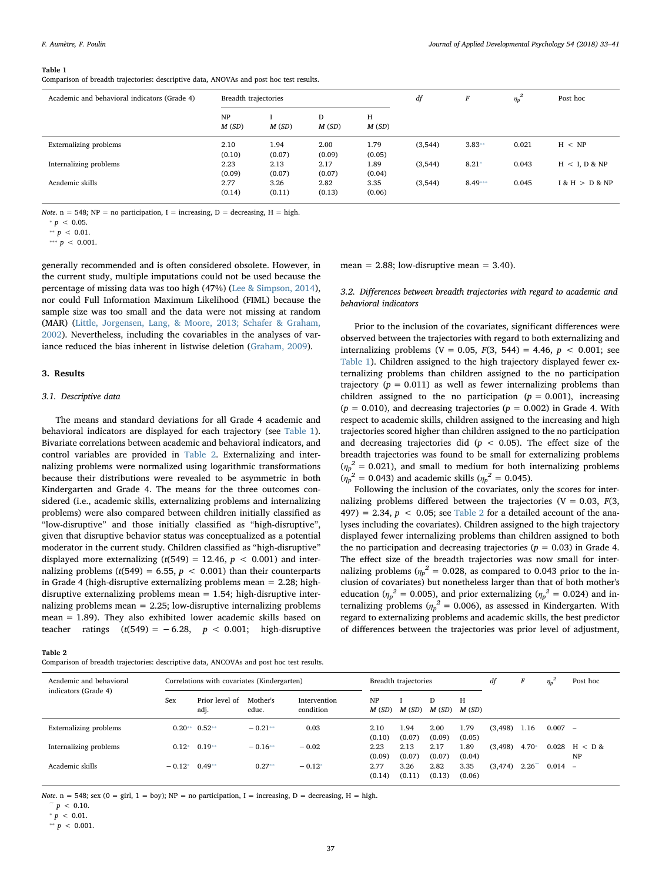**Table 1**
Comparison of breadth trajectories: descriptive data, ANOVAs and post hoc test results.

| Academic and behavioral indicators (Grade 4) | Breadth trajectories | | | | $df$ | $F$ | $\eta_p^2$ | Post hoc |
|---|---|---|---|---|---|---|---|---|
| | NP $M$ ($SD$) | I $M$ ($SD$) | D $M$ ($SD$) | H $M$ ($SD$) | | | | |
| Externalizing problems | 2.10 (0.10) | 1.94 (0.07) | 2.00 (0.09) | 1.79 (0.05) | (3,544) | 3.83** | 0.021 | H < NP |
| Internalizing problems | 2.23 (0.09) | 2.13 (0.07) | 2.17 (0.07) | 1.89 (0.04) | (3,544) | 8.21* | 0.043 | H < I, D & NP |
| Academic skills | 2.77 (0.14) | 3.26 (0.11) | 2.82 (0.13) | 3.35 (0.06) | (3,544) | 8.49*** | 0.045 | I & H > D & NP |

*Note.* n = 548; NP = no participation, I = increasing, D = decreasing, H = high.
\* $p < 0.05$.
\*\* $p < 0.01$.
\*\*\* $p < 0.001$.

generally recommended and is often considered obsolete. However, in the current study, multiple imputations could not be used because the percentage of missing data was too high (47%) (Lee & Simpson, 2014), nor could Full Information Maximum Likelihood (FIML) because the sample size was too small and the data were not missing at random (MAR) (Little, Jorgensen, Lang, & Moore, 2013; Schafer & Graham, 2002). Nevertheless, including the covariables in the analyses of variance reduced the bias inherent in listwise deletion (Graham, 2009).

## 3. Results

### 3.1. Descriptive data

The means and standard deviations for all Grade 4 academic and behavioral indicators are displayed for each trajectory (see Table 1). Bivariate correlations between academic and behavioral indicators, and control variables are provided in Table 2. Externalizing and internalizing problems were normalized using logarithmic transformations because their distributions were revealed to be asymmetric in both Kindergarten and Grade 4. The means for the three outcomes considered (i.e., academic skills, externalizing problems and internalizing problems) were also compared between children initially classified as "low-disruptive" and those initially classified as "high-disruptive", given that disruptive behavior status was conceptualized as a potential moderator in the current study. Children classified as "high-disruptive" displayed more externalizing ($t(549) = 12.46$, $p < 0.001$) and internalizing problems ($t(549) = 6.55$, $p < 0.001$) than their counterparts in Grade 4 (high-disruptive externalizing problems mean = 2.28; high-disruptive externalizing problems mean = 1.54; high-disruptive internalizing problems mean = 2.25; low-disruptive internalizing problems mean = 1.89). They also exhibited lower academic skills based on teacher ratings ($t(549) = -6.28$, $p < 0.001$; high-disruptive mean = 2.88; low-disruptive mean = 3.40).

### 3.2. Differences between breadth trajectories with regard to academic and behavioral indicators

Prior to the inclusion of the covariates, significant differences were observed between the trajectories with regard to both externalizing and internalizing problems (V = 0.05, $F(3, 544) = 4.46$, $p < 0.001$; see Table 1). Children assigned to the high trajectory displayed fewer externalizing problems than children assigned to the no participation trajectory ($p = 0.011$) as well as fewer internalizing problems than children assigned to the no participation ($p = 0.001$), increasing ($p = 0.010$), and decreasing trajectories ($p = 0.002$) in Grade 4. With respect to academic skills, children assigned to the increasing and high trajectories scored higher than children assigned to the no participation and decreasing trajectories did ($p < 0.05$). The effect size of the breadth trajectories was found to be small for externalizing problems ($\eta_p^2 = 0.021$), and small to medium for both internalizing problems ($\eta_p^2 = 0.043$) and academic skills ($\eta_p^2 = 0.045$).

Following the inclusion of the covariates, only the scores for internalizing problems differed between the trajectories (V = 0.03, $F(3, 497) = 2.34$, $p < 0.05$; see Table 2 for a detailed account of the analyses including the covariates). Children assigned to the high trajectory displayed fewer internalizing problems than children assigned to both the no participation and decreasing trajectories ($p = 0.03$) in Grade 4. The effect size of the breadth trajectories was now small for internalizing problems ($\eta_p^2 = 0.028$, as compared to 0.043 prior to the inclusion of covariates) but nonetheless larger than that of both mother's education ($\eta_p^2 = 0.005$), and prior externalizing ($\eta_p^2 = 0.024$) and internalizing problems ($\eta_p^2 = 0.006$), as assessed in Kindergarten. With regard to externalizing problems and academic skills, the best predictor of differences between the trajectories was prior level of adjustment,

**Table 2**
Comparison of breadth trajectories: descriptive data, ANCOVAs and post hoc test results.

| Academic and behavioral indicators (Grade 4) | Correlations with covariates (Kindergarten) | | | | Breadth trajectories | | | | $df$ | $F$ | $\eta_p^2$ | Post hoc |
|---|---|---|---|---|---|---|---|---|---|---|---|---|
| | Sex | Prior level of adj. | Mother's educ. | Intervention condition | NP $M$ ($SD$) | I $M$ ($SD$) | D $M$ ($SD$) | H $M$ ($SD$) | | | | |
| Externalizing problems | 0.20** | 0.52** | −0.21** | 0.03 | 2.10 (0.10) | 1.94 (0.07) | 2.00 (0.09) | 1.79 (0.05) | (3,498) | 1.16 | 0.007 | – |
| Internalizing problems | 0.12* | 0.19** | −0.16** | −0.02 | 2.23 (0.09) | 2.13 (0.07) | 2.17 (0.07) | 1.89 (0.04) | (3,498) | 4.70* | 0.028 | H < D & NP |
| Academic skills | −0.12* | 0.49** | 0.27** | −0.12* | 2.77 (0.14) | 3.26 (0.11) | 2.82 (0.13) | 3.35 (0.06) | (3,474) | 2.26⁻ | 0.014 | – |

*Note.* n = 548; sex (0 = girl, 1 = boy); NP = no participation, I = increasing, D = decreasing, H = high.
⁻ $p < 0.10$.
\* $p < 0.01$.
\*\* $p < 0.001$.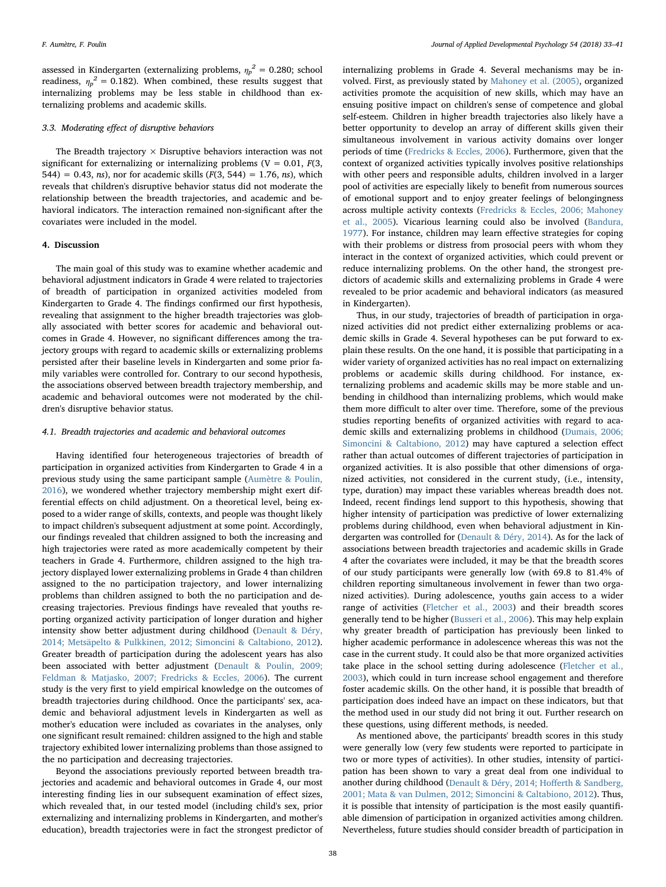assessed in Kindergarten (externalizing problems, $\eta_p^2 = 0.280$; school readiness, $\eta_p^2 = 0.182$). When combined, these results suggest that internalizing problems may be less stable in childhood than externalizing problems and academic skills.

### 3.3. Moderating effect of disruptive behaviors

The Breadth trajectory × Disruptive behaviors interaction was not significant for externalizing or internalizing problems (V = 0.01, $F(3, 544) = 0.43$, *ns*), nor for academic skills ($F(3, 544) = 1.76$, *ns*), which reveals that children's disruptive behavior status did not moderate the relationship between the breadth trajectories, and academic and behavioral indicators. The interaction remained non-significant after the covariates were included in the model.

## 4. Discussion

The main goal of this study was to examine whether academic and behavioral adjustment indicators in Grade 4 were related to trajectories of breadth of participation in organized activities modeled from Kindergarten to Grade 4. The findings confirmed our first hypothesis, revealing that assignment to the higher breadth trajectories was globally associated with better scores for academic and behavioral outcomes in Grade 4. However, no significant differences among the trajectory groups with regard to academic skills or externalizing problems persisted after their baseline levels in Kindergarten and some prior family variables were controlled for. Contrary to our second hypothesis, the associations observed between breadth trajectory membership, and academic and behavioral outcomes were not moderated by the children's disruptive behavior status.

### 4.1. Breadth trajectories and academic and behavioral outcomes

Having identified four heterogeneous trajectories of breadth of participation in organized activities from Kindergarten to Grade 4 in a previous study using the same participant sample (Aumètre & Poulin, 2016), we wondered whether trajectory membership might exert differential effects on child adjustment. On a theoretical level, being exposed to a wider range of skills, contexts, and people was thought likely to impact children's subsequent adjustment at some point. Accordingly, our findings revealed that children assigned to both the increasing and high trajectories were rated as more academically competent by their teachers in Grade 4. Furthermore, children assigned to the high trajectory displayed lower externalizing problems in Grade 4 than children assigned to the no participation trajectory, and lower internalizing problems than children assigned to both the no participation and decreasing trajectories. Previous findings have revealed that youths reporting organized activity participation of longer duration and higher intensity show better adjustment during childhood (Denault & Déry, 2014; Metsäpelto & Pulkkinen, 2012; Simoncini & Caltabiono, 2012). Greater breadth of participation during the adolescent years has also been associated with better adjustment (Denault & Poulin, 2009; Feldman & Matjasko, 2007; Fredricks & Eccles, 2006). The current study is the very first to yield empirical knowledge on the outcomes of breadth trajectories during childhood. Once the participants' sex, academic and behavioral adjustment levels in Kindergarten as well as mother's education were included as covariates in the analyses, only one significant result remained: children assigned to the high and stable trajectory exhibited lower internalizing problems than those assigned to the no participation and decreasing trajectories.

Beyond the associations previously reported between breadth trajectories and academic and behavioral outcomes in Grade 4, our most interesting finding lies in our subsequent examination of effect sizes, which revealed that, in our tested model (including child's sex, prior externalizing and internalizing problems in Kindergarten, and mother's education), breadth trajectories were in fact the strongest predictor of internalizing problems in Grade 4. Several mechanisms may be involved. First, as previously stated by Mahoney et al. (2005), organized activities promote the acquisition of new skills, which may have an ensuing positive impact on children's sense of competence and global self-esteem. Children in higher breadth trajectories also likely have a better opportunity to develop an array of different skills given their simultaneous involvement in various activity domains over longer periods of time (Fredricks & Eccles, 2006). Furthermore, given that the context of organized activities typically involves positive relationships with other peers and responsible adults, children involved in a larger pool of activities are especially likely to benefit from numerous sources of emotional support and to enjoy greater feelings of belongingness across multiple activity contexts (Fredricks & Eccles, 2006; Mahoney et al., 2005). Vicarious learning could also be involved (Bandura, 1977). For instance, children may learn effective strategies for coping with their problems or distress from prosocial peers with whom they interact in the context of organized activities, which could prevent or reduce internalizing problems. On the other hand, the strongest predictors of academic skills and externalizing problems in Grade 4 were revealed to be prior academic and behavioral indicators (as measured in Kindergarten).

Thus, in our study, trajectories of breadth of participation in organized activities did not predict either externalizing problems or academic skills in Grade 4. Several hypotheses can be put forward to explain these results. On the one hand, it is possible that participating in a wider variety of organized activities has no real impact on externalizing problems or academic skills during childhood. For instance, externalizing problems and academic skills may be more stable and unbending in childhood than internalizing problems, which would make them more difficult to alter over time. Therefore, some of the previous studies reporting benefits of organized activities with regard to academic skills and externalizing problems in childhood (Dumais, 2006; Simoncini & Caltabiono, 2012) may have captured a selection effect rather than actual outcomes of different trajectories of participation in organized activities. It is also possible that other dimensions of organized activities, not considered in the current study, (i.e., intensity, type, duration) may impact these variables whereas breadth does not. Indeed, recent findings lend support to this hypothesis, showing that higher intensity of participation was predictive of lower externalizing problems during childhood, even when behavioral adjustment in Kindergarten was controlled for (Denault & Déry, 2014). As for the lack of associations between breadth trajectories and academic skills in Grade 4 after the covariates were included, it may be that the breadth scores of our study participants were generally low (with 69.8 to 81.4% of children reporting simultaneous involvement in fewer than two organized activities). During adolescence, youths gain access to a wider range of activities (Fletcher et al., 2003) and their breadth scores generally tend to be higher (Busseri et al., 2006). This may help explain why greater breadth of participation has previously been linked to higher academic performance in adolescence whereas this was not the case in the current study. It could also be that more organized activities take place in the school setting during adolescence (Fletcher et al., 2003), which could in turn increase school engagement and therefore foster academic skills. On the other hand, it is possible that breadth of participation does indeed have an impact on these indicators, but that the method used in our study did not bring it out. Further research on these questions, using different methods, is needed.

As mentioned above, the participants' breadth scores in this study were generally low (very few students were reported to participate in two or more types of activities). In other studies, intensity of participation has been shown to vary a great deal from one individual to another during childhood (Denault & Déry, 2014; Hofferth & Sandberg, 2001; Mata & van Dulmen, 2012; Simoncini & Caltabiono, 2012). Thus, it is possible that intensity of participation is the most easily quantifiable dimension of participation in organized activities among children. Nevertheless, future studies should consider breadth of participation in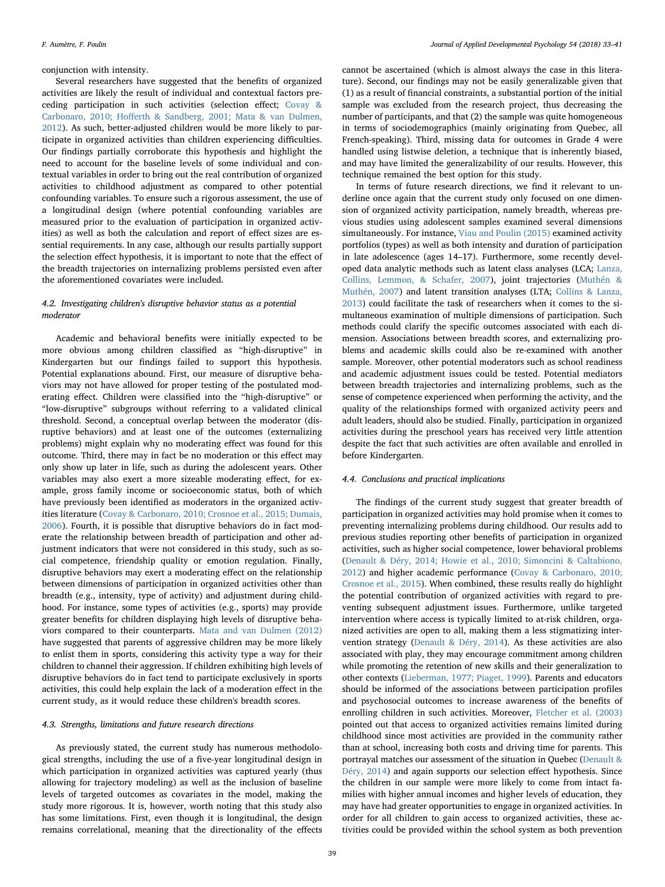conjunction with intensity.

Several researchers have suggested that the benefits of organized activities are likely the result of individual and contextual factors preceding participation in such activities (selection effect; Covay & Carbonaro, 2010; Hofferth & Sandberg, 2001; Mata & van Dulmen, 2012). As such, better-adjusted children would be more likely to participate in organized activities than children experiencing difficulties. Our findings partially corroborate this hypothesis and highlight the need to account for the baseline levels of some individual and contextual variables in order to bring out the real contribution of organized activities to childhood adjustment as compared to other potential confounding variables. To ensure such a rigorous assessment, the use of a longitudinal design (where potential confounding variables are measured prior to the evaluation of participation in organized activities) as well as both the calculation and report of effect sizes are essential requirements. In any case, although our results partially support the selection effect hypothesis, it is important to note that the effect of the breadth trajectories on internalizing problems persisted even after the aforementioned covariates were included.

### 4.2. Investigating children's disruptive behavior status as a potential moderator

Academic and behavioral benefits were initially expected to be more obvious among children classified as "high-disruptive" in Kindergarten but our findings failed to support this hypothesis. Potential explanations abound. First, our measure of disruptive behaviors may not have allowed for proper testing of the postulated moderating effect. Children were classified into the "high-disruptive" or "low-disruptive" subgroups without referring to a validated clinical threshold. Second, a conceptual overlap between the moderator (disruptive behaviors) and at least one of the outcomes (externalizing problems) might explain why no moderating effect was found for this outcome. Third, there may in fact be no moderation or this effect may only show up later in life, such as during the adolescent years. Other variables may also exert a more sizeable moderating effect, for example, gross family income or socioeconomic status, both of which have previously been identified as moderators in the organized activities literature (Covay & Carbonaro, 2010; Crosnoe et al., 2015; Dumais, 2006). Fourth, it is possible that disruptive behaviors do in fact moderate the relationship between breadth of participation and other adjustment indicators that were not considered in this study, such as social competence, friendship quality or emotion regulation. Finally, disruptive behaviors may exert a moderating effect on the relationship between dimensions of participation in organized activities other than breadth (e.g., intensity, type of activity) and adjustment during childhood. For instance, some types of activities (e.g., sports) may provide greater benefits for children displaying high levels of disruptive behaviors compared to their counterparts. Mata and van Dulmen (2012) have suggested that parents of aggressive children may be more likely to enlist them in sports, considering this activity type a way for their children to channel their aggression. If children exhibiting high levels of disruptive behaviors do in fact tend to participate exclusively in sports activities, this could help explain the lack of a moderation effect in the current study, as it would reduce these children's breadth scores.

### 4.3. Strengths, limitations and future research directions

As previously stated, the current study has numerous methodological strengths, including the use of a five-year longitudinal design in which participation in organized activities was captured yearly (thus allowing for trajectory modeling) as well as the inclusion of baseline levels of targeted outcomes as covariates in the model, making the study more rigorous. It is, however, worth noting that this study also has some limitations. First, even though it is longitudinal, the design remains correlational, meaning that the directionality of the effects cannot be ascertained (which is almost always the case in this literature). Second, our findings may not be easily generalizable given that (1) as a result of financial constraints, a substantial portion of the initial sample was excluded from the research project, thus decreasing the number of participants, and that (2) the sample was quite homogeneous in terms of sociodemographics (mainly originating from Quebec, all French-speaking). Third, missing data for outcomes in Grade 4 were handled using listwise deletion, a technique that is inherently biased, and may have limited the generalizability of our results. However, this technique remained the best option for this study.

In terms of future research directions, we find it relevant to underline once again that the current study only focused on one dimension of organized activity participation, namely breadth, whereas previous studies using adolescent samples examined several dimensions simultaneously. For instance, Viau and Poulin (2015) examined activity portfolios (types) as well as both intensity and duration of participation in late adolescence (ages 14–17). Furthermore, some recently developed data analytic methods such as latent class analyses (LCA; Lanza, Collins, Lemmon, & Schafer, 2007), joint trajectories (Muthén & Muthén, 2007) and latent transition analyses (LTA; Collins & Lanza, 2013) could facilitate the task of researchers when it comes to the simultaneous examination of multiple dimensions of participation. Such methods could clarify the specific outcomes associated with each dimension. Associations between breadth scores, and externalizing problems and academic skills could also be re-examined with another sample. Moreover, other potential moderators such as school readiness and academic adjustment issues could be tested. Potential mediators between breadth trajectories and internalizing problems, such as the sense of competence experienced when performing the activity, and the quality of the relationships formed with organized activity peers and adult leaders, should also be studied. Finally, participation in organized activities during the preschool years has received very little attention despite the fact that such activities are often available and enrolled in before Kindergarten.

### 4.4. Conclusions and practical implications

The findings of the current study suggest that greater breadth of participation in organized activities may hold promise when it comes to preventing internalizing problems during childhood. Our results add to previous studies reporting other benefits of participation in organized activities, such as higher social competence, lower behavioral problems (Denault & Déry, 2014; Howie et al., 2010; Simoncini & Caltabiono, 2012) and higher academic performance (Covay & Carbonaro, 2010; Crosnoe et al., 2015). When combined, these results really do highlight the potential contribution of organized activities with regard to preventing subsequent adjustment issues. Furthermore, unlike targeted intervention where access is typically limited to at-risk children, organized activities are open to all, making them a less stigmatizing intervention strategy (Denault & Déry, 2014). As these activities are also associated with play, they may encourage commitment among children while promoting the retention of new skills and their generalization to other contexts (Lieberman, 1977; Piaget, 1999). Parents and educators should be informed of the associations between participation profiles and psychosocial outcomes to increase awareness of the benefits of enrolling children in such activities. Moreover, Fletcher et al. (2003) pointed out that access to organized activities remains limited during childhood since most activities are provided in the community rather than at school, increasing both costs and driving time for parents. This portrayal matches our assessment of the situation in Quebec (Denault & Déry, 2014) and again supports our selection effect hypothesis. Since the children in our sample were more likely to come from intact families with higher annual incomes and higher levels of education, they may have had greater opportunities to engage in organized activities. In order for all children to gain access to organized activities, these activities could be provided within the school system as both prevention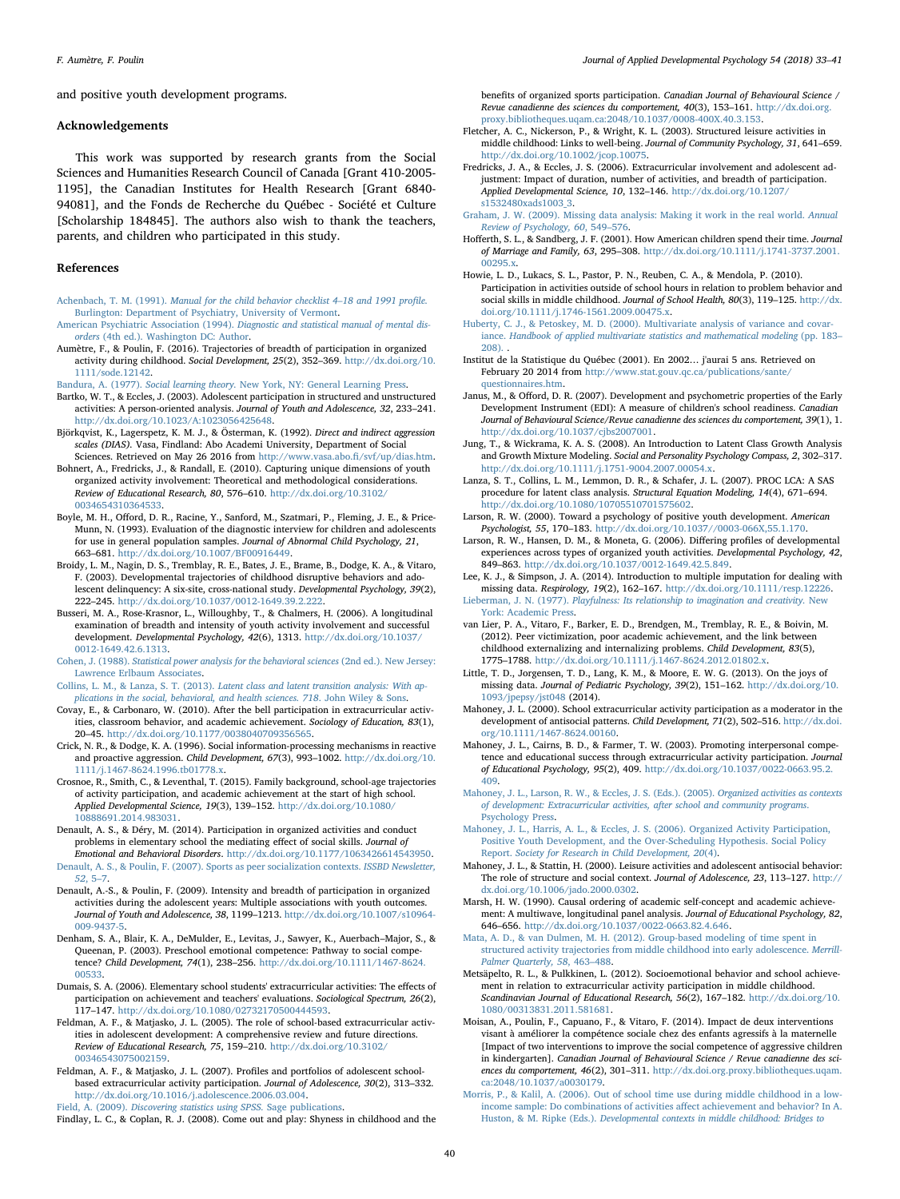and positive youth development programs.

## Acknowledgements

This work was supported by research grants from the Social Sciences and Humanities Research Council of Canada [Grant 410-2005-1195], the Canadian Institutes for Health Research [Grant 6840-94081], and the Fonds de Recherche du Québec - Société et Culture [Scholarship 184845]. The authors also wish to thank the teachers, parents, and children who participated in this study.

## References

Achenbach, T. M. (1991). *Manual for the child behavior checklist 4–18 and 1991 profile.* Burlington: Department of Psychiatry, University of Vermont.

American Psychiatric Association (1994). *Diagnostic and statistical manual of mental disorders* (4th ed.). Washington DC: Author.

Aumètre, F., & Poulin, F. (2016). Trajectories of breadth of participation in organized activity during childhood. *Social Development, 25*(2), 352–369. http://dx.doi.org/10.1111/sode.12142.

Bandura, A. (1977). *Social learning theory.* New York, NY: General Learning Press.

Bartko, W. T., & Eccles, J. (2003). Adolescent participation in structured and unstructured activities: A person-oriented analysis. *Journal of Youth and Adolescence, 32*, 233–241. http://dx.doi.org/10.1023/A:1023056425648.

Björkqvist, K., Lagerspetz, K. M. J., & Österman, K. (1992). *Direct and indirect aggression scales (DIAS).* Vasa, Findland: Abo Academi University, Department of Social Sciences. Retrieved on May 26 2016 from http://www.vasa.abo.fi/svf/up/dias.htm.

Bohnert, A., Fredricks, J., & Randall, E. (2010). Capturing unique dimensions of youth organized activity involvement: Theoretical and methodological considerations. *Review of Educational Research, 80*, 576–610. http://dx.doi.org/10.3102/0034654310364533.

Boyle, M. H., Offord, D. R., Racine, Y., Sanford, M., Szatmari, P., Fleming, J. E., & Price-Munn, N. (1993). Evaluation of the diagnostic interview for children and adolescents for use in general population samples. *Journal of Abnormal Child Psychology, 21*, 663–681. http://dx.doi.org/10.1007/BF00916449.

Broidy, L. M., Nagin, D. S., Tremblay, R. E., Bates, J. E., Brame, B., Dodge, K. A., & Vitaro, F. (2003). Developmental trajectories of childhood disruptive behaviors and adolescent delinquency: A six-site, cross-national study. *Developmental Psychology, 39*(2), 222–245. http://dx.doi.org/10.1037/0012-1649.39.2.222.

Busseri, M. A., Rose-Krasnor, L., Willoughby, T., & Chalmers, H. (2006). A longitudinal examination of breadth and intensity of youth activity involvement and successful development. *Developmental Psychology, 42*(6), 1313. http://dx.doi.org/10.1037/0012-1649.42.6.1313.

Cohen, J. (1988). *Statistical power analysis for the behavioral sciences* (2nd ed.). New Jersey: Lawrence Erlbaum Associates.

Collins, L. M., & Lanza, S. T. (2013). *Latent class and latent transition analysis: With applications in the social, behavioral, and health sciences. 718.* John Wiley & Sons.

Covay, E., & Carbonaro, W. (2010). After the bell participation in extracurricular activities, classroom behavior, and academic achievement. *Sociology of Education, 83*(1), 20–45. http://dx.doi.org/10.1177/0038040709356565.

Crick, N. R., & Dodge, K. A. (1996). Social information-processing mechanisms in reactive and proactive aggression. *Child Development, 67*(3), 993–1002. http://dx.doi.org/10.1111/j.1467-8624.1996.tb01778.x.

Crosnoe, R., Smith, C., & Leventhal, T. (2015). Family background, school-age trajectories of activity participation, and academic achievement at the start of high school. *Applied Developmental Science, 19*(3), 139–152. http://dx.doi.org/10.1080/10888691.2014.983031.

Denault, A. S., & Déry, M. (2014). Participation in organized activities and conduct problems in elementary school the mediating effect of social skills. *Journal of Emotional and Behavioral Disorders*. http://dx.doi.org/10.1177/1063426614543950.

Denault, A. S., & Poulin, F. (2007). Sports as peer socialization contexts. *ISSBD Newsletter, 52*, 5–7.

Denault, A.-S., & Poulin, F. (2009). Intensity and breadth of participation in organized activities during the adolescent years: Multiple associations with youth outcomes. *Journal of Youth and Adolescence, 38*, 1199–1213. http://dx.doi.org/10.1007/s10964-009-9437-5.

Denham, S. A., Blair, K. A., DeMulder, E., Levitas, J., Sawyer, K., Auerbach–Major, S., & Queenan, P. (2003). Preschool emotional competence: Pathway to social competence? *Child Development, 74*(1), 238–256. http://dx.doi.org/10.1111/1467-8624.00533.

Dumais, S. A. (2006). Elementary school students' extracurricular activities: The effects of participation on achievement and teachers' evaluations. *Sociological Spectrum, 26*(2), 117–147. http://dx.doi.org/10.1080/02732170500444593.

Feldman, A. F., & Matjasko, J. L. (2005). The role of school-based extracurricular activities in adolescent development: A comprehensive review and future directions. *Review of Educational Research, 75*, 159–210. http://dx.doi.org/10.3102/00346543075002159.

Feldman, A. F., & Matjasko, J. L. (2007). Profiles and portfolios of adolescent school-based extracurricular activity participation. *Journal of Adolescence, 30*(2), 313–332. http://dx.doi.org/10.1016/j.adolescence.2006.03.004.

Field, A. (2009). *Discovering statistics using SPSS.* Sage publications.

Findlay, L. C., & Coplan, R. J. (2008). Come out and play: Shyness in childhood and the benefits of organized sports participation. *Canadian Journal of Behavioural Science / Revue canadienne des sciences du comportement, 40*(3), 153–161. http://dx.doi.org.proxy.bibliotheques.uqam.ca:2048/10.1037/0008-400X.40.3.153.

Fletcher, A. C., Nickerson, P., & Wright, K. L. (2003). Structured leisure activities in middle childhood: Links to well-being. *Journal of Community Psychology, 31*, 641–659. http://dx.doi.org/10.1002/jcop.10075.

Fredricks, J. A., & Eccles, J. S. (2006). Extracurricular involvement and adolescent adjustment: Impact of duration, number of activities, and breadth of participation. *Applied Developmental Science, 10*, 132–146. http://dx.doi.org/10.1207/s1532480xads1003_3.

Graham, J. W. (2009). Missing data analysis: Making it work in the real world. *Annual Review of Psychology, 60*, 549–576.

Hofferth, S. L., & Sandberg, J. F. (2001). How American children spend their time. *Journal of Marriage and Family, 63*, 295–308. http://dx.doi.org/10.1111/j.1741-3737.2001.00295.x.

Howie, L. D., Lukacs, S. L., Pastor, P. N., Reuben, C. A., & Mendola, P. (2010). Participation in activities outside of school hours in relation to problem behavior and social skills in middle childhood. *Journal of School Health, 80*(3), 119–125. http://dx.doi.org/10.1111/j.1746-1561.2009.00475.x.

Huberty, C. J., & Petoskey, M. D. (2000). Multivariate analysis of variance and covariance. *Handbook of applied multivariate statistics and mathematical modeling* (pp. 183–208). .

Institut de la Statistique du Québec (2001). En 2002… j'aurai 5 ans. Retrieved on February 20 2014 from http://www.stat.gouv.qc.ca/publications/sante/questionnaires.htm.

Janus, M., & Offord, D. R. (2007). Development and psychometric properties of the Early Development Instrument (EDI): A measure of children's school readiness. *Canadian Journal of Behavioural Science/Revue canadienne des sciences du comportement, 39*(1), 1. http://dx.doi.org/10.1037/cjbs2007001.

Jung, T., & Wickrama, K. A. S. (2008). An Introduction to Latent Class Growth Analysis and Growth Mixture Modeling. *Social and Personality Psychology Compass, 2*, 302–317. http://dx.doi.org/10.1111/j.1751-9004.2007.00054.x.

Lanza, S. T., Collins, L. M., Lemmon, D. R., & Schafer, J. L. (2007). PROC LCA: A SAS procedure for latent class analysis. *Structural Equation Modeling, 14*(4), 671–694. http://dx.doi.org/10.1080/10705510701575602.

Larson, R. W. (2000). Toward a psychology of positive youth development. *American Psychologist, 55*, 170–183. http://dx.doi.org/10.1037//0003-066X,55.1.170.

Larson, R. W., Hansen, D. M., & Moneta, G. (2006). Differing profiles of developmental experiences across types of organized youth activities. *Developmental Psychology, 42*, 849–863. http://dx.doi.org/10.1037/0012-1649.42.5.849.

Lee, K. J., & Simpson, J. A. (2014). Introduction to multiple imputation for dealing with missing data. *Respirology, 19*(2), 162–167. http://dx.doi.org/10.1111/resp.12226.

Lieberman, J. N. (1977). *Playfulness: Its relationship to imagination and creativity.* New York: Academic Press.

van Lier, P. A., Vitaro, F., Barker, E. D., Brendgen, M., Tremblay, R. E., & Boivin, M. (2012). Peer victimization, poor academic achievement, and the link between childhood externalizing and internalizing problems. *Child Development, 83*(5), 1775–1788. http://dx.doi.org/10.1111/j.1467-8624.2012.01802.x.

Little, T. D., Jorgensen, T. D., Lang, K. M., & Moore, E. W. G. (2013). On the joys of missing data. *Journal of Pediatric Psychology, 39*(2), 151–162. http://dx.doi.org/10.1093/jpepsy/jst048 (2014).

Mahoney, J. L. (2000). School extracurricular activity participation as a moderator in the development of antisocial patterns. *Child Development, 71*(2), 502–516. http://dx.doi.org/10.1111/1467-8624.00160.

Mahoney, J. L., Cairns, B. D., & Farmer, T. W. (2003). Promoting interpersonal competence and educational success through extracurricular activity participation. *Journal of Educational Psychology, 95*(2), 409. http://dx.doi.org/10.1037/0022-0663.95.2.409.

Mahoney, J. L., Larson, R. W., & Eccles, J. S. (Eds.). (2005). *Organized activities as contexts of development: Extracurricular activities, after school and community programs.* Psychology Press.

Mahoney, J. L., Harris, A. L., & Eccles, J. S. (2006). Organized Activity Participation, Positive Youth Development, and the Over-Scheduling Hypothesis. Social Policy Report. *Society for Research in Child Development, 20*(4).

Mahoney, J. L., & Stattin, H. (2000). Leisure activities and adolescent antisocial behavior: The role of structure and social context. *Journal of Adolescence, 23*, 113–127. http://dx.doi.org/10.1006/jado.2000.0302.

Marsh, H. W. (1990). Causal ordering of academic self-concept and academic achievement: A multiwave, longitudinal panel analysis. *Journal of Educational Psychology, 82*, 646–656. http://dx.doi.org/10.1037/0022-0663.82.4.646.

Mata, A. D., & van Dulmen, M. H. (2012). Group-based modeling of time spent in structured activity trajectories from middle childhood into early adolescence. *Merrill-Palmer Quarterly, 58*, 463–488.

Metsäpelto, R. L., & Pulkkinen, L. (2012). Socioemotional behavior and school achievement in relation to extracurricular activity participation in middle childhood. *Scandinavian Journal of Educational Research, 56*(2), 167–182. http://dx.doi.org/10.1080/00313831.2011.581681.

Moisan, A., Poulin, F., Capuano, F., & Vitaro, F. (2014). Impact de deux interventions visant à améliorer la compétence sociale chez des enfants agressifs à la maternelle [Impact of two interventions to improve the social competence of aggressive children in kindergarten]. *Canadian Journal of Behavioural Science / Revue canadienne des sciences du comportement, 46*(2), 301–311. http://dx.doi.org.proxy.bibliotheques.uqam.ca:2048/10.1037/a0030179.

Morris, P., & Kalil, A. (2006). Out of school time use during middle childhood in a low-income sample: Do combinations of activities affect achievement and behavior? In A. Huston, & M. Ripke (Eds.). *Developmental contexts in middle childhood: Bridges to*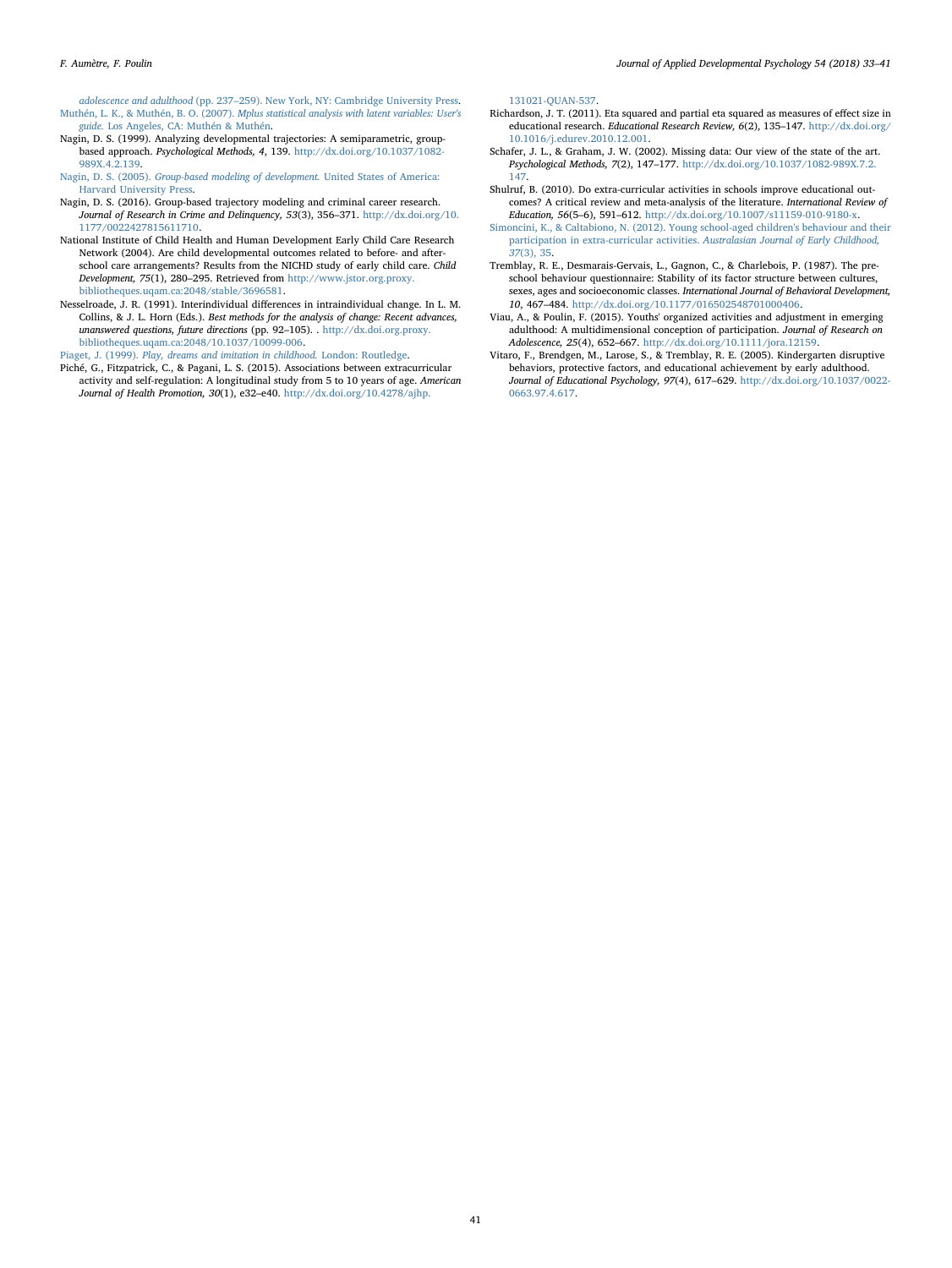*adolescence and adulthood* (pp. 237–259). New York, NY: Cambridge University Press.

Muthén, L. K., & Muthén, B. O. (2007). *Mplus statistical analysis with latent variables: User's guide.* Los Angeles, CA: Muthén & Muthén.

Nagin, D. S. (1999). Analyzing developmental trajectories: A semiparametric, group-based approach. *Psychological Methods, 4*, 139. http://dx.doi.org/10.1037/1082-989X.4.2.139.

Nagin, D. S. (2005). *Group-based modeling of development.* United States of America: Harvard University Press.

Nagin, D. S. (2016). Group-based trajectory modeling and criminal career research. *Journal of Research in Crime and Delinquency, 53*(3), 356–371. http://dx.doi.org/10.1177/0022427815611710.

National Institute of Child Health and Human Development Early Child Care Research Network (2004). Are child developmental outcomes related to before- and after-school care arrangements? Results from the NICHD study of early child care. *Child Development, 75*(1), 280–295. Retrieved from http://www.jstor.org.proxy.bibliotheques.uqam.ca:2048/stable/3696581.

Nesselroade, J. R. (1991). Interindividual differences in intraindividual change. In L. M. Collins, & J. L. Horn (Eds.). *Best methods for the analysis of change: Recent advances, unanswered questions, future directions* (pp. 92–105). . http://dx.doi.org.proxy.bibliotheques.uqam.ca:2048/10.1037/10099-006.

Piaget, J. (1999). *Play, dreams and imitation in childhood.* London: Routledge.

Piché, G., Fitzpatrick, C., & Pagani, L. S. (2015). Associations between extracurricular activity and self-regulation: A longitudinal study from 5 to 10 years of age. *American Journal of Health Promotion, 30*(1), e32–e40. http://dx.doi.org/10.4278/ajhp.131021-QUAN-537.

Richardson, J. T. (2011). Eta squared and partial eta squared as measures of effect size in educational research. *Educational Research Review, 6*(2), 135–147. http://dx.doi.org/10.1016/j.edurev.2010.12.001.

Schafer, J. L., & Graham, J. W. (2002). Missing data: Our view of the state of the art. *Psychological Methods, 7*(2), 147–177. http://dx.doi.org/10.1037/1082-989X.7.2.147.

Shulruf, B. (2010). Do extra-curricular activities in schools improve educational outcomes? A critical review and meta-analysis of the literature. *International Review of Education, 56*(5–6), 591–612. http://dx.doi.org/10.1007/s11159-010-9180-x.

Simoncini, K., & Caltabiono, N. (2012). Young school-aged children's behaviour and their participation in extra-curricular activities. *Australasian Journal of Early Childhood, 37*(3), 35.

Tremblay, R. E., Desmarais-Gervais, L., Gagnon, C., & Charlebois, P. (1987). The preschool behaviour questionnaire: Stability of its factor structure between cultures, sexes, ages and socioeconomic classes. *International Journal of Behavioral Development, 10*, 467–484. http://dx.doi.org/10.1177/016502548701000406.

Viau, A., & Poulin, F. (2015). Youths' organized activities and adjustment in emerging adulthood: A multidimensional conception of participation. *Journal of Research on Adolescence, 25*(4), 652–667. http://dx.doi.org/10.1111/jora.12159.

Vitaro, F., Brendgen, M., Larose, S., & Tremblay, R. E. (2005). Kindergarten disruptive behaviors, protective factors, and educational achievement by early adulthood. *Journal of Educational Psychology, 97*(4), 617–629. http://dx.doi.org/10.1037/0022-0663.97.4.617.